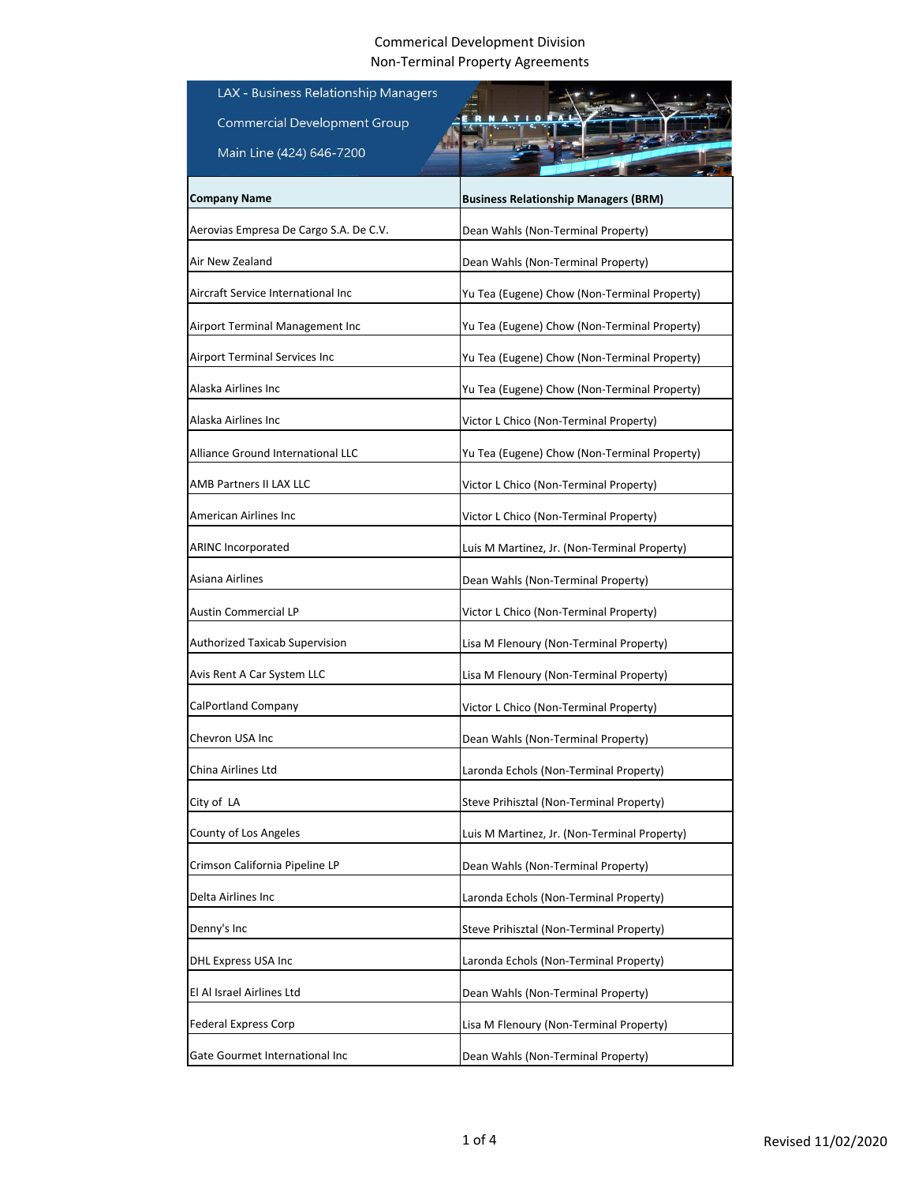# Commerical Development Division
## Non-Terminal Property Agreements

LAX - Business Relationship Managers

Commercial Development Group

Main Line (424) 646-7200

| Company Name | Business Relationship Managers (BRM) |
|---|---|
| Aerovias Empresa De Cargo S.A. De C.V. | Dean Wahls (Non-Terminal Property) |
| Air New Zealand | Dean Wahls (Non-Terminal Property) |
| Aircraft Service International Inc | Yu Tea (Eugene) Chow (Non-Terminal Property) |
| Airport Terminal Management Inc | Yu Tea (Eugene) Chow (Non-Terminal Property) |
| Airport Terminal Services Inc | Yu Tea (Eugene) Chow (Non-Terminal Property) |
| Alaska Airlines Inc | Yu Tea (Eugene) Chow (Non-Terminal Property) |
| Alaska Airlines Inc | Victor L Chico (Non-Terminal Property) |
| Alliance Ground International LLC | Yu Tea (Eugene) Chow (Non-Terminal Property) |
| AMB Partners II LAX LLC | Victor L Chico (Non-Terminal Property) |
| American Airlines Inc | Victor L Chico (Non-Terminal Property) |
| ARINC Incorporated | Luis M Martinez, Jr. (Non-Terminal Property) |
| Asiana Airlines | Dean Wahls (Non-Terminal Property) |
| Austin Commercial LP | Victor L Chico (Non-Terminal Property) |
| Authorized Taxicab Supervision | Lisa M Flenoury (Non-Terminal Property) |
| Avis Rent A Car System LLC | Lisa M Flenoury (Non-Terminal Property) |
| CalPortland Company | Victor L Chico (Non-Terminal Property) |
| Chevron USA Inc | Dean Wahls (Non-Terminal Property) |
| China Airlines Ltd | Laronda Echols (Non-Terminal Property) |
| City of LA | Steve Prihisztal (Non-Terminal Property) |
| County of Los Angeles | Luis M Martinez, Jr. (Non-Terminal Property) |
| Crimson California Pipeline LP | Dean Wahls (Non-Terminal Property) |
| Delta Airlines Inc | Laronda Echols (Non-Terminal Property) |
| Denny's Inc | Steve Prihisztal (Non-Terminal Property) |
| DHL Express USA Inc | Laronda Echols (Non-Terminal Property) |
| El Al Israel Airlines Ltd | Dean Wahls (Non-Terminal Property) |
| Federal Express Corp | Lisa M Flenoury (Non-Terminal Property) |
| Gate Gourmet International Inc | Dean Wahls (Non-Terminal Property) |

Revised 11/02/2020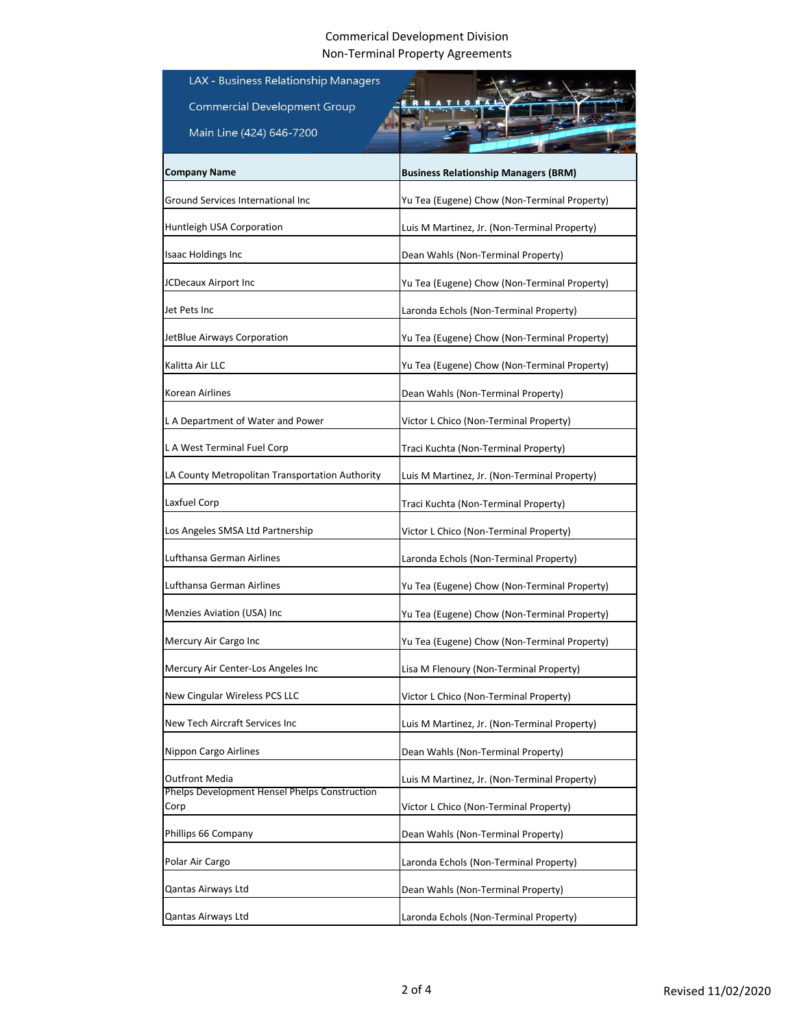Commerical Development Division
Non-Terminal Property Agreements

LAX - Business Relationship Managers

Commercial Development Group

Main Line (424) 646-7200

| Company Name | Business Relationship Managers (BRM) |
|---|---|
| Ground Services International Inc | Yu Tea (Eugene) Chow (Non-Terminal Property) |
| Huntleigh USA Corporation | Luis M Martinez, Jr. (Non-Terminal Property) |
| Isaac Holdings Inc | Dean Wahls (Non-Terminal Property) |
| JCDecaux Airport Inc | Yu Tea (Eugene) Chow (Non-Terminal Property) |
| Jet Pets Inc | Laronda Echols (Non-Terminal Property) |
| JetBlue Airways Corporation | Yu Tea (Eugene) Chow (Non-Terminal Property) |
| Kalitta Air LLC | Yu Tea (Eugene) Chow (Non-Terminal Property) |
| Korean Airlines | Dean Wahls (Non-Terminal Property) |
| L A Department of Water and Power | Victor L Chico (Non-Terminal Property) |
| L A West Terminal Fuel Corp | Traci Kuchta (Non-Terminal Property) |
| LA County Metropolitan Transportation Authority | Luis M Martinez, Jr. (Non-Terminal Property) |
| Laxfuel Corp | Traci Kuchta (Non-Terminal Property) |
| Los Angeles SMSA Ltd Partnership | Victor L Chico (Non-Terminal Property) |
| Lufthansa German Airlines | Laronda Echols (Non-Terminal Property) |
| Lufthansa German Airlines | Yu Tea (Eugene) Chow (Non-Terminal Property) |
| Menzies Aviation (USA) Inc | Yu Tea (Eugene) Chow (Non-Terminal Property) |
| Mercury Air Cargo Inc | Yu Tea (Eugene) Chow (Non-Terminal Property) |
| Mercury Air Center-Los Angeles Inc | Lisa M Flenoury (Non-Terminal Property) |
| New Cingular Wireless PCS LLC | Victor L Chico (Non-Terminal Property) |
| New Tech Aircraft Services Inc | Luis M Martinez, Jr. (Non-Terminal Property) |
| Nippon Cargo Airlines | Dean Wahls (Non-Terminal Property) |
| Outfront Media | Luis M Martinez, Jr. (Non-Terminal Property) |
| Phelps Development Hensel Phelps Construction Corp | Victor L Chico (Non-Terminal Property) |
| Phillips 66 Company | Dean Wahls (Non-Terminal Property) |
| Polar Air Cargo | Laronda Echols (Non-Terminal Property) |
| Qantas Airways Ltd | Dean Wahls (Non-Terminal Property) |
| Qantas Airways Ltd | Laronda Echols (Non-Terminal Property) |

Revised 11/02/2020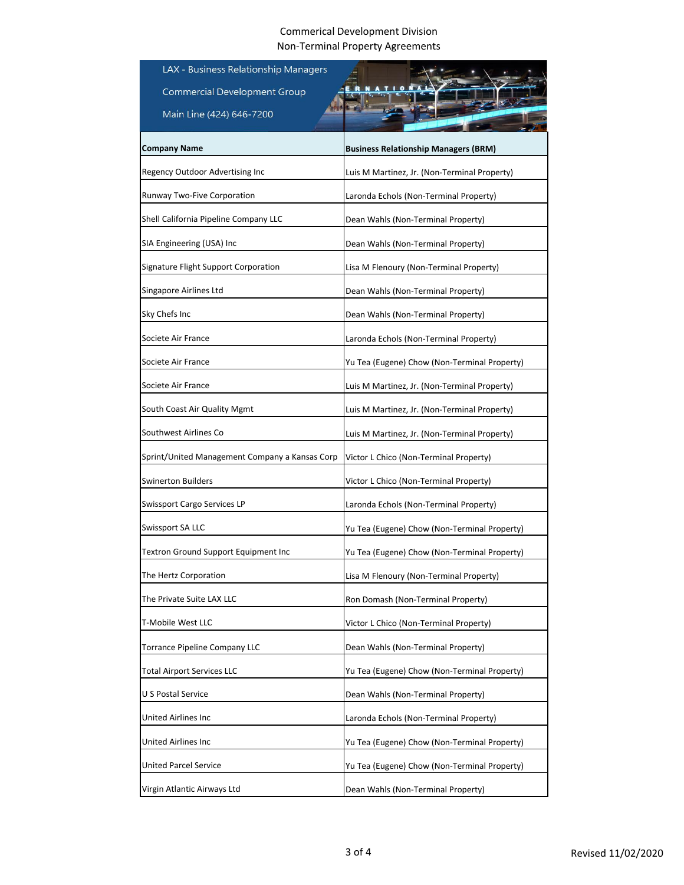Commerical Development Division
Non-Terminal Property Agreements

LAX - Business Relationship Managers

Commercial Development Group

Main Line (424) 646-7200

| Company Name | Business Relationship Managers (BRM) |
|---|---|
| Regency Outdoor Advertising Inc | Luis M Martinez, Jr. (Non-Terminal Property) |
| Runway Two-Five Corporation | Laronda Echols (Non-Terminal Property) |
| Shell California Pipeline Company LLC | Dean Wahls (Non-Terminal Property) |
| SIA Engineering (USA) Inc | Dean Wahls (Non-Terminal Property) |
| Signature Flight Support Corporation | Lisa M Flenoury (Non-Terminal Property) |
| Singapore Airlines Ltd | Dean Wahls (Non-Terminal Property) |
| Sky Chefs Inc | Dean Wahls (Non-Terminal Property) |
| Societe Air France | Laronda Echols (Non-Terminal Property) |
| Societe Air France | Yu Tea (Eugene) Chow (Non-Terminal Property) |
| Societe Air France | Luis M Martinez, Jr. (Non-Terminal Property) |
| South Coast Air Quality Mgmt | Luis M Martinez, Jr. (Non-Terminal Property) |
| Southwest Airlines Co | Luis M Martinez, Jr. (Non-Terminal Property) |
| Sprint/United Management Company a Kansas Corp | Victor L Chico (Non-Terminal Property) |
| Swinerton Builders | Victor L Chico (Non-Terminal Property) |
| Swissport Cargo Services LP | Laronda Echols (Non-Terminal Property) |
| Swissport SA LLC | Yu Tea (Eugene) Chow (Non-Terminal Property) |
| Textron Ground Support Equipment Inc | Yu Tea (Eugene) Chow (Non-Terminal Property) |
| The Hertz Corporation | Lisa M Flenoury (Non-Terminal Property) |
| The Private Suite LAX LLC | Ron Domash (Non-Terminal Property) |
| T-Mobile West LLC | Victor L Chico (Non-Terminal Property) |
| Torrance Pipeline Company LLC | Dean Wahls (Non-Terminal Property) |
| Total Airport Services LLC | Yu Tea (Eugene) Chow (Non-Terminal Property) |
| U S Postal Service | Dean Wahls (Non-Terminal Property) |
| United Airlines Inc | Laronda Echols (Non-Terminal Property) |
| United Airlines Inc | Yu Tea (Eugene) Chow (Non-Terminal Property) |
| United Parcel Service | Yu Tea (Eugene) Chow (Non-Terminal Property) |
| Virgin Atlantic Airways Ltd | Dean Wahls (Non-Terminal Property) |

Revised 11/02/2020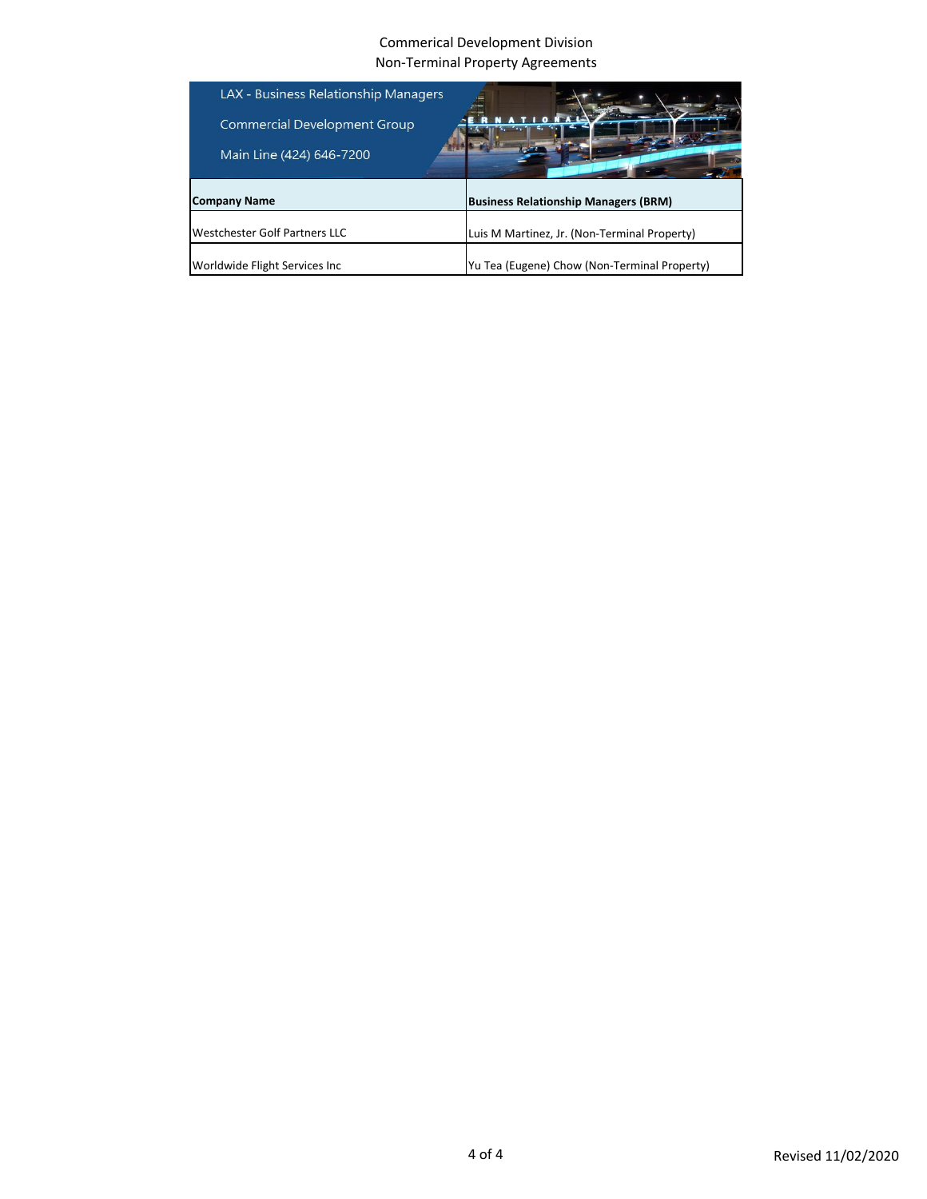Commerical Development Division
Non-Terminal Property Agreements

LAX - Business Relationship Managers

Commercial Development Group

Main Line (424) 646-7200

| **Company Name** | **Business Relationship Managers (BRM)** |
|---|---|
| Westchester Golf Partners LLC | Luis M Martinez, Jr. (Non-Terminal Property) |
| Worldwide Flight Services Inc | Yu Tea (Eugene) Chow (Non-Terminal Property) |

Revised 11/02/2020